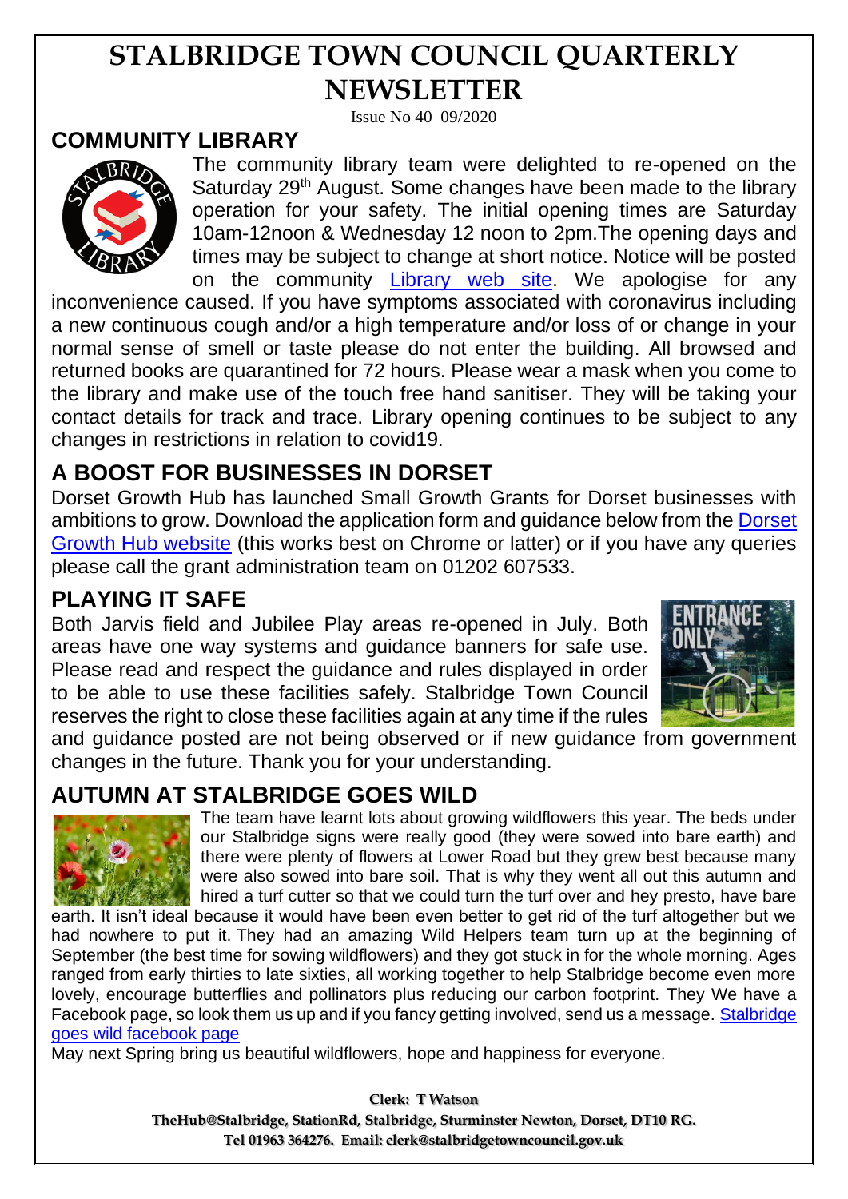# STALBRIDGE TOWN COUNCIL QUARTERLY NEWSLETTER

Issue No 40 09/2020

## COMMUNITY LIBRARY

The community library team were delighted to re-opened on the Saturday 29th August. Some changes have been made to the library operation for your safety. The initial opening times are Saturday 10am-12noon & Wednesday 12 noon to 2pm.The opening days and times may be subject to change at short notice. Notice will be posted on the community Library web site. We apologise for any inconvenience caused. If you have symptoms associated with coronavirus including a new continuous cough and/or a high temperature and/or loss of or change in your normal sense of smell or taste please do not enter the building. All browsed and returned books are quarantined for 72 hours. Please wear a mask when you come to the library and make use of the touch free hand sanitiser. They will be taking your contact details for track and trace. Library opening continues to be subject to any changes in restrictions in relation to covid19.

## A BOOST FOR BUSINESSES IN DORSET

Dorset Growth Hub has launched Small Growth Grants for Dorset businesses with ambitions to grow. Download the application form and guidance below from the Dorset Growth Hub website (this works best on Chrome or latter) or if you have any queries please call the grant administration team on 01202 607533.

## PLAYING IT SAFE

Both Jarvis field and Jubilee Play areas re-opened in July. Both areas have one way systems and guidance banners for safe use. Please read and respect the guidance and rules displayed in order to be able to use these facilities safely. Stalbridge Town Council reserves the right to close these facilities again at any time if the rules and guidance posted are not being observed or if new guidance from government changes in the future. Thank you for your understanding.

## AUTUMN AT STALBRIDGE GOES WILD

The team have learnt lots about growing wildflowers this year. The beds under our Stalbridge signs were really good (they were sowed into bare earth) and there were plenty of flowers at Lower Road but they grew best because many were also sowed into bare soil. That is why they went all out this autumn and hired a turf cutter so that we could turn the turf over and hey presto, have bare earth. It isn't ideal because it would have been even better to get rid of the turf altogether but we had nowhere to put it. They had an amazing Wild Helpers team turn up at the beginning of September (the best time for sowing wildflowers) and they got stuck in for the whole morning. Ages ranged from early thirties to late sixties, all working together to help Stalbridge become even more lovely, encourage butterflies and pollinators plus reducing our carbon footprint. They We have a Facebook page, so look them us up and if you fancy getting involved, send us a message. Stalbridge goes wild facebook page

May next Spring bring us beautiful wildflowers, hope and happiness for everyone.

**Clerk: T Watson**

**TheHub@Stalbridge, StationRd, Stalbridge, Sturminster Newton, Dorset, DT10 RG.**

**Tel 01963 364276. Email: clerk@stalbridgetowncouncil.gov.uk**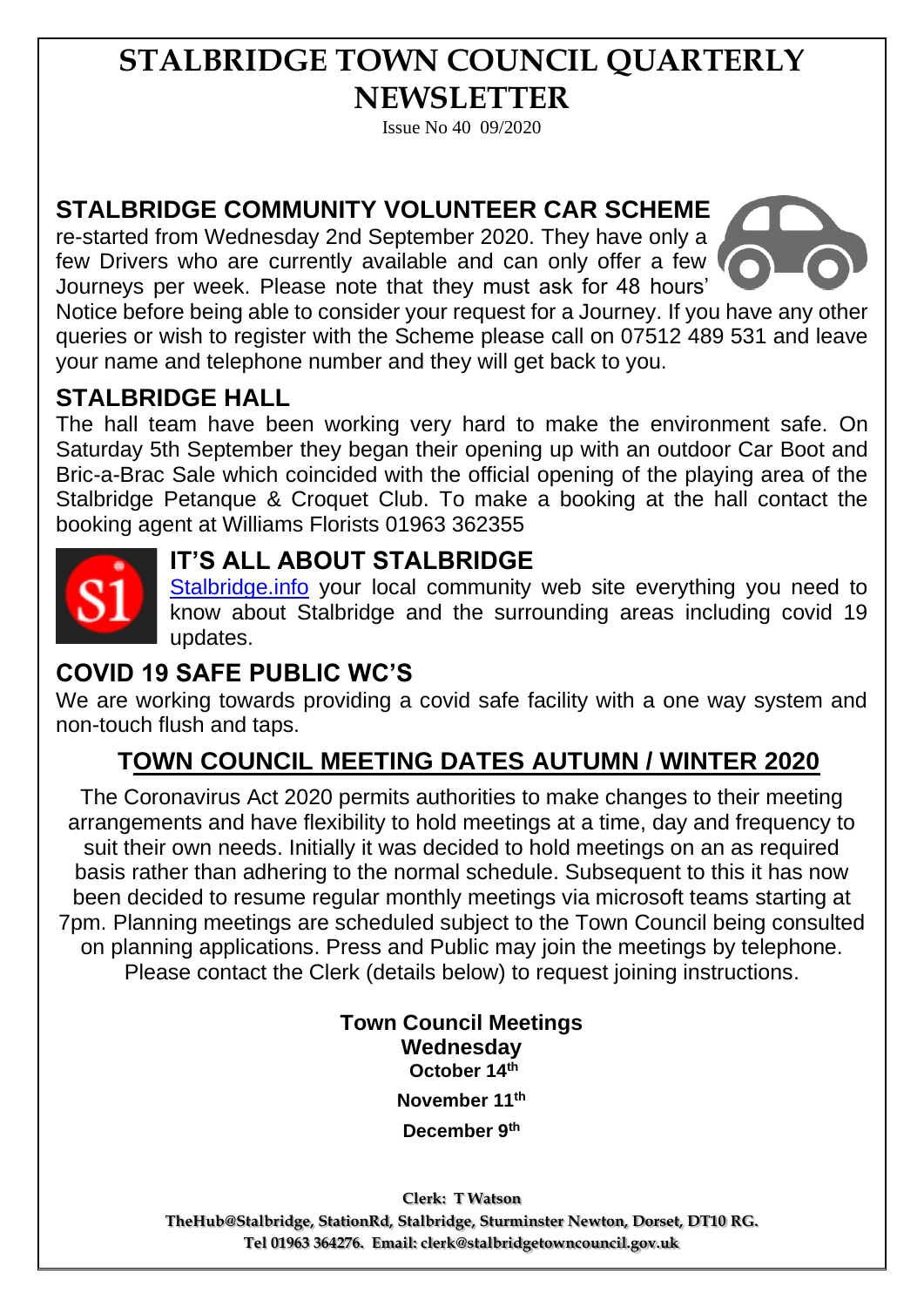# STALBRIDGE TOWN COUNCIL QUARTERLY NEWSLETTER

Issue No 40 09/2020

## STALBRIDGE COMMUNITY VOLUNTEER CAR SCHEME

re-started from Wednesday 2nd September 2020. They have only a few Drivers who are currently available and can only offer a few Journeys per week. Please note that they must ask for 48 hours' Notice before being able to consider your request for a Journey. If you have any other queries or wish to register with the Scheme please call on 07512 489 531 and leave your name and telephone number and they will get back to you.

## STALBRIDGE HALL

The hall team have been working very hard to make the environment safe. On Saturday 5th September they began their opening up with an outdoor Car Boot and Bric-a-Brac Sale which coincided with the official opening of the playing area of the Stalbridge Petanque & Croquet Club. To make a booking at the hall contact the booking agent at Williams Florists 01963 362355

## IT'S ALL ABOUT STALBRIDGE

Stalbridge.info your local community web site everything you need to know about Stalbridge and the surrounding areas including covid 19 updates.

## COVID 19 SAFE PUBLIC WC'S

We are working towards providing a covid safe facility with a one way system and non-touch flush and taps.

## TOWN COUNCIL MEETING DATES AUTUMN / WINTER 2020

The Coronavirus Act 2020 permits authorities to make changes to their meeting arrangements and have flexibility to hold meetings at a time, day and frequency to suit their own needs. Initially it was decided to hold meetings on an as required basis rather than adhering to the normal schedule. Subsequent to this it has now been decided to resume regular monthly meetings via microsoft teams starting at 7pm. Planning meetings are scheduled subject to the Town Council being consulted on planning applications. Press and Public may join the meetings by telephone. Please contact the Clerk (details below) to request joining instructions.

**Town Council Meetings**
**Wednesday**

**October 14th**

**November 11th**

**December 9th**

**Clerk: T Watson**
**TheHub@Stalbridge, StationRd, Stalbridge, Sturminster Newton, Dorset, DT10 RG.**
**Tel 01963 364276. Email: clerk@stalbridgetowncouncil.gov.uk**